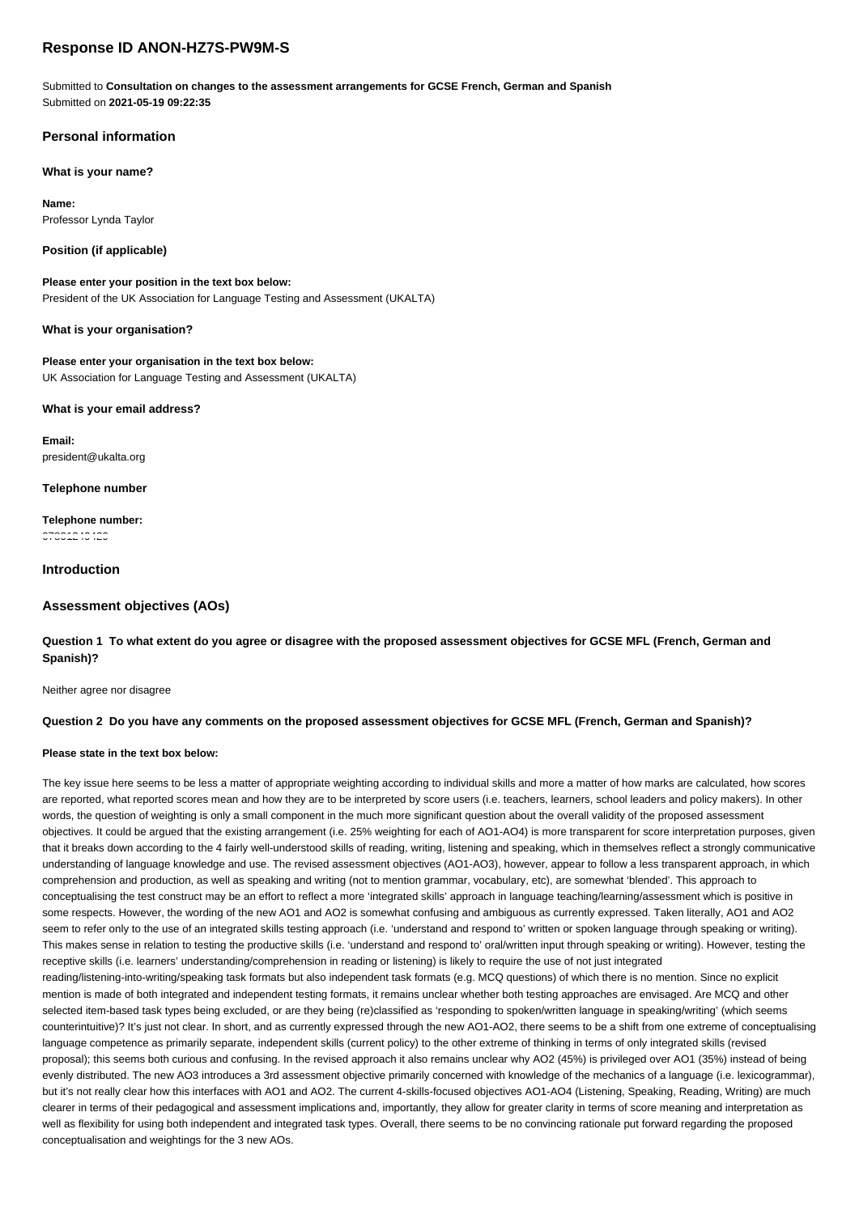# Response ID ANON-HZ7S-PW9M-S

Submitted to **Consultation on changes to the assessment arrangements for GCSE French, German and Spanish**
Submitted on **2021-05-19 09:22:35**

## Personal information

### What is your name?

**Name:**
Professor Lynda Taylor

### Position (if applicable)

**Please enter your position in the text box below:**
President of the UK Association for Language Testing and Assessment (UKALTA)

### What is your organisation?

**Please enter your organisation in the text box below:**
UK Association for Language Testing and Assessment (UKALTA)

### What is your email address?

**Email:**
president@ukalta.org

### Telephone number

**Telephone number:**

## Introduction

## Assessment objectives (AOs)

### Question 1 To what extent do you agree or disagree with the proposed assessment objectives for GCSE MFL (French, German and Spanish)?

Neither agree nor disagree

### Question 2 Do you have any comments on the proposed assessment objectives for GCSE MFL (French, German and Spanish)?

**Please state in the text box below:**

The key issue here seems to be less a matter of appropriate weighting according to individual skills and more a matter of how marks are calculated, how scores are reported, what reported scores mean and how they are to be interpreted by score users (i.e. teachers, learners, school leaders and policy makers). In other words, the question of weighting is only a small component in the much more significant question about the overall validity of the proposed assessment objectives. It could be argued that the existing arrangement (i.e. 25% weighting for each of AO1-AO4) is more transparent for score interpretation purposes, given that it breaks down according to the 4 fairly well-understood skills of reading, writing, listening and speaking, which in themselves reflect a strongly communicative understanding of language knowledge and use. The revised assessment objectives (AO1-AO3), however, appear to follow a less transparent approach, in which comprehension and production, as well as speaking and writing (not to mention grammar, vocabulary, etc), are somewhat 'blended'. This approach to conceptualising the test construct may be an effort to reflect a more 'integrated skills' approach in language teaching/learning/assessment which is positive in some respects. However, the wording of the new AO1 and AO2 is somewhat confusing and ambiguous as currently expressed. Taken literally, AO1 and AO2 seem to refer only to the use of an integrated skills testing approach (i.e. 'understand and respond to' written or spoken language through speaking or writing). This makes sense in relation to testing the productive skills (i.e. 'understand and respond to' oral/written input through speaking or writing). However, testing the receptive skills (i.e. learners' understanding/comprehension in reading or listening) is likely to require the use of not just integrated reading/listening-into-writing/speaking task formats but also independent task formats (e.g. MCQ questions) of which there is no mention. Since no explicit mention is made of both integrated and independent testing formats, it remains unclear whether both testing approaches are envisaged. Are MCQ and other selected item-based task types being excluded, or are they being (re)classified as 'responding to spoken/written language in speaking/writing' (which seems counterintuitive)? It's just not clear. In short, and as currently expressed through the new AO1-AO2, there seems to be a shift from one extreme of conceptualising language competence as primarily separate, independent skills (current policy) to the other extreme of thinking in terms of only integrated skills (revised proposal); this seems both curious and confusing. In the revised approach it also remains unclear why AO2 (45%) is privileged over AO1 (35%) instead of being evenly distributed. The new AO3 introduces a 3rd assessment objective primarily concerned with knowledge of the mechanics of a language (i.e. lexicogrammar), but it's not really clear how this interfaces with AO1 and AO2. The current 4-skills-focused objectives AO1-AO4 (Listening, Speaking, Reading, Writing) are much clearer in terms of their pedagogical and assessment implications and, importantly, they allow for greater clarity in terms of score meaning and interpretation as well as flexibility for using both independent and integrated task types. Overall, there seems to be no convincing rationale put forward regarding the proposed conceptualisation and weightings for the 3 new AOs.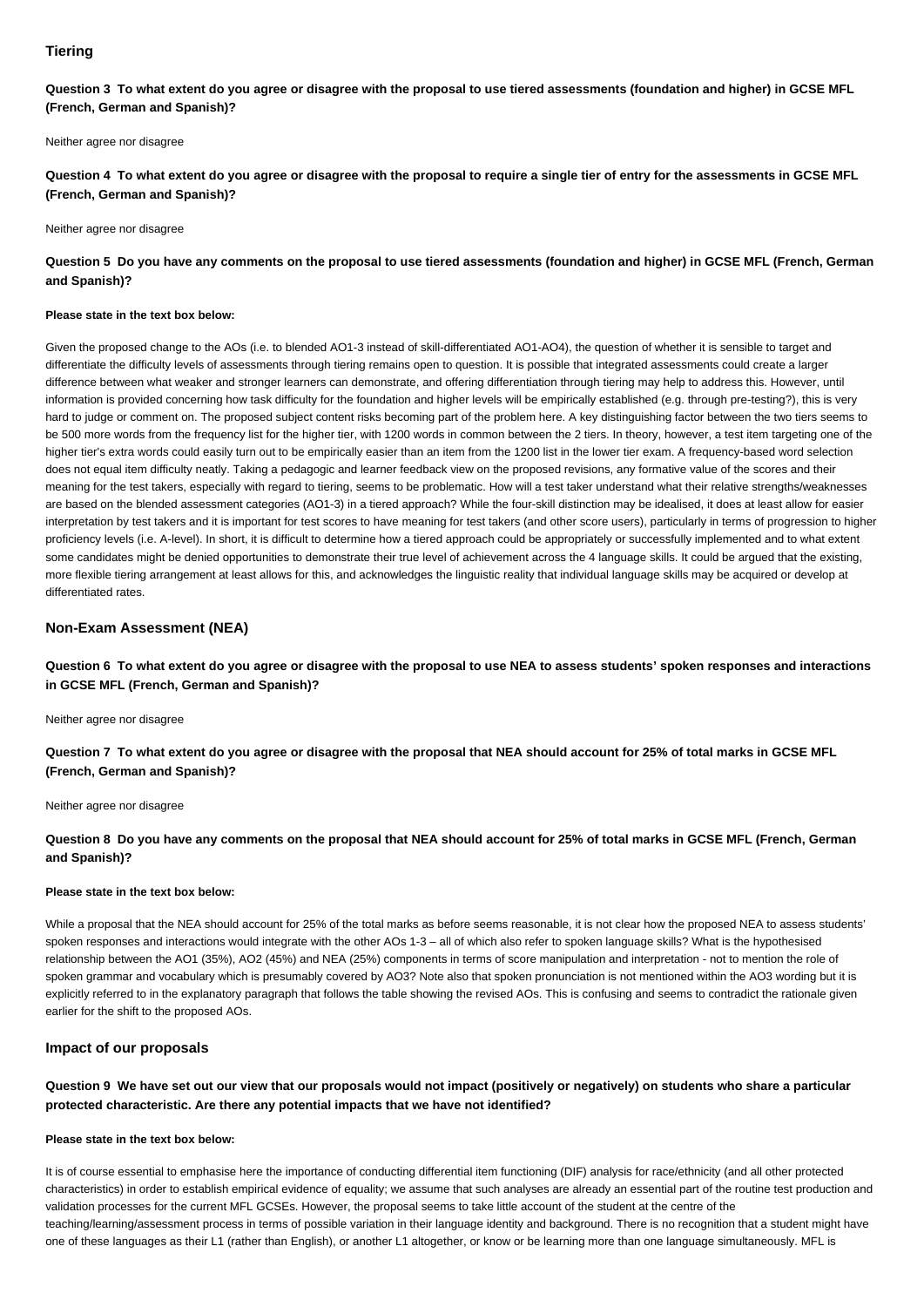## Tiering

**Question 3 To what extent do you agree or disagree with the proposal to use tiered assessments (foundation and higher) in GCSE MFL (French, German and Spanish)?**

Neither agree nor disagree

**Question 4 To what extent do you agree or disagree with the proposal to require a single tier of entry for the assessments in GCSE MFL (French, German and Spanish)?**

Neither agree nor disagree

**Question 5 Do you have any comments on the proposal to use tiered assessments (foundation and higher) in GCSE MFL (French, German and Spanish)?**

**Please state in the text box below:**

Given the proposed change to the AOs (i.e. to blended AO1-3 instead of skill-differentiated AO1-AO4), the question of whether it is sensible to target and differentiate the difficulty levels of assessments through tiering remains open to question. It is possible that integrated assessments could create a larger difference between what weaker and stronger learners can demonstrate, and offering differentiation through tiering may help to address this. However, until information is provided concerning how task difficulty for the foundation and higher levels will be empirically established (e.g. through pre-testing?), this is very hard to judge or comment on. The proposed subject content risks becoming part of the problem here. A key distinguishing factor between the two tiers seems to be 500 more words from the frequency list for the higher tier, with 1200 words in common between the 2 tiers. In theory, however, a test item targeting one of the higher tier's extra words could easily turn out to be empirically easier than an item from the 1200 list in the lower tier exam. A frequency-based word selection does not equal item difficulty neatly. Taking a pedagogic and learner feedback view on the proposed revisions, any formative value of the scores and their meaning for the test takers, especially with regard to tiering, seems to be problematic. How will a test taker understand what their relative strengths/weaknesses are based on the blended assessment categories (AO1-3) in a tiered approach? While the four-skill distinction may be idealised, it does at least allow for easier interpretation by test takers and it is important for test scores to have meaning for test takers (and other score users), particularly in terms of progression to higher proficiency levels (i.e. A-level). In short, it is difficult to determine how a tiered approach could be appropriately or successfully implemented and to what extent some candidates might be denied opportunities to demonstrate their true level of achievement across the 4 language skills. It could be argued that the existing, more flexible tiering arrangement at least allows for this, and acknowledges the linguistic reality that individual language skills may be acquired or develop at differentiated rates.

## Non-Exam Assessment (NEA)

**Question 6 To what extent do you agree or disagree with the proposal to use NEA to assess students' spoken responses and interactions in GCSE MFL (French, German and Spanish)?**

Neither agree nor disagree

**Question 7 To what extent do you agree or disagree with the proposal that NEA should account for 25% of total marks in GCSE MFL (French, German and Spanish)?**

Neither agree nor disagree

**Question 8 Do you have any comments on the proposal that NEA should account for 25% of total marks in GCSE MFL (French, German and Spanish)?**

**Please state in the text box below:**

While a proposal that the NEA should account for 25% of the total marks as before seems reasonable, it is not clear how the proposed NEA to assess students' spoken responses and interactions would integrate with the other AOs 1-3 – all of which also refer to spoken language skills? What is the hypothesised relationship between the AO1 (35%), AO2 (45%) and NEA (25%) components in terms of score manipulation and interpretation - not to mention the role of spoken grammar and vocabulary which is presumably covered by AO3? Note also that spoken pronunciation is not mentioned within the AO3 wording but it is explicitly referred to in the explanatory paragraph that follows the table showing the revised AOs. This is confusing and seems to contradict the rationale given earlier for the shift to the proposed AOs.

## Impact of our proposals

**Question 9 We have set out our view that our proposals would not impact (positively or negatively) on students who share a particular protected characteristic. Are there any potential impacts that we have not identified?**

**Please state in the text box below:**

It is of course essential to emphasise here the importance of conducting differential item functioning (DIF) analysis for race/ethnicity (and all other protected characteristics) in order to establish empirical evidence of equality; we assume that such analyses are already an essential part of the routine test production and validation processes for the current MFL GCSEs. However, the proposal seems to take little account of the student at the centre of the teaching/learning/assessment process in terms of possible variation in their language identity and background. There is no recognition that a student might have one of these languages as their L1 (rather than English), or another L1 altogether, or know or be learning more than one language simultaneously. MFL is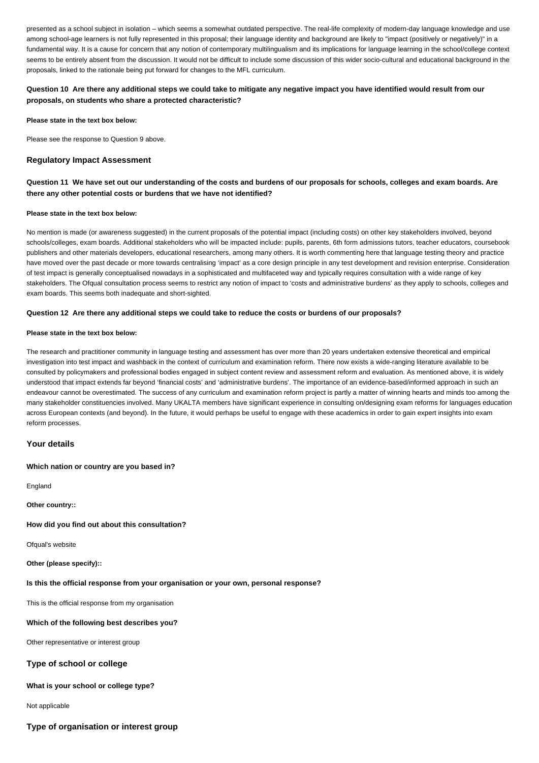presented as a school subject in isolation – which seems a somewhat outdated perspective. The real-life complexity of modern-day language knowledge and use among school-age learners is not fully represented in this proposal; their language identity and background are likely to "impact (positively or negatively)" in a fundamental way. It is a cause for concern that any notion of contemporary multilingualism and its implications for language learning in the school/college context seems to be entirely absent from the discussion. It would not be difficult to include some discussion of this wider socio-cultural and educational background in the proposals, linked to the rationale being put forward for changes to the MFL curriculum.

**Question 10 Are there any additional steps we could take to mitigate any negative impact you have identified would result from our proposals, on students who share a protected characteristic?**

**Please state in the text box below:**

Please see the response to Question 9 above.

### Regulatory Impact Assessment

**Question 11 We have set out our understanding of the costs and burdens of our proposals for schools, colleges and exam boards. Are there any other potential costs or burdens that we have not identified?**

**Please state in the text box below:**

No mention is made (or awareness suggested) in the current proposals of the potential impact (including costs) on other key stakeholders involved, beyond schools/colleges, exam boards. Additional stakeholders who will be impacted include: pupils, parents, 6th form admissions tutors, teacher educators, coursebook publishers and other materials developers, educational researchers, among many others. It is worth commenting here that language testing theory and practice have moved over the past decade or more towards centralising 'impact' as a core design principle in any test development and revision enterprise. Consideration of test impact is generally conceptualised nowadays in a sophisticated and multifaceted way and typically requires consultation with a wide range of key stakeholders. The Ofqual consultation process seems to restrict any notion of impact to 'costs and administrative burdens' as they apply to schools, colleges and exam boards. This seems both inadequate and short-sighted.

**Question 12 Are there any additional steps we could take to reduce the costs or burdens of our proposals?**

**Please state in the text box below:**

The research and practitioner community in language testing and assessment has over more than 20 years undertaken extensive theoretical and empirical investigation into test impact and washback in the context of curriculum and examination reform. There now exists a wide-ranging literature available to be consulted by policymakers and professional bodies engaged in subject content review and assessment reform and evaluation. As mentioned above, it is widely understood that impact extends far beyond 'financial costs' and 'administrative burdens'. The importance of an evidence-based/informed approach in such an endeavour cannot be overestimated. The success of any curriculum and examination reform project is partly a matter of winning hearts and minds too among the many stakeholder constituencies involved. Many UKALTA members have significant experience in consulting on/designing exam reforms for languages education across European contexts (and beyond). In the future, it would perhaps be useful to engage with these academics in order to gain expert insights into exam reform processes.

### Your details

**Which nation or country are you based in?**

England

**Other country::**

**How did you find out about this consultation?**

Ofqual's website

**Other (please specify)::**

**Is this the official response from your organisation or your own, personal response?**

This is the official response from my organisation

**Which of the following best describes you?**

Other representative or interest group

### Type of school or college

**What is your school or college type?**

Not applicable

### Type of organisation or interest group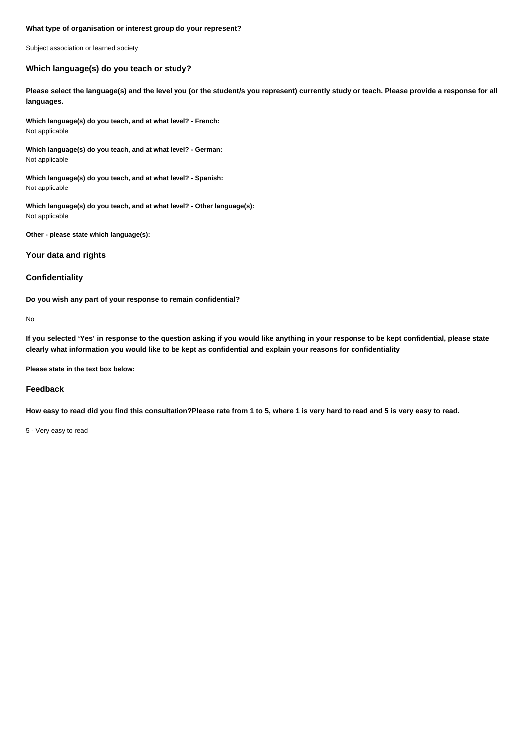**What type of organisation or interest group do your represent?**

Subject association or learned society

### Which language(s) do you teach or study?

**Please select the language(s) and the level you (or the student/s you represent) currently study or teach. Please provide a response for all languages.**

**Which language(s) do you teach, and at what level? - French:**
Not applicable

**Which language(s) do you teach, and at what level? - German:**
Not applicable

**Which language(s) do you teach, and at what level? - Spanish:**
Not applicable

**Which language(s) do you teach, and at what level? - Other language(s):**
Not applicable

**Other - please state which language(s):**

### Your data and rights

### Confidentiality

**Do you wish any part of your response to remain confidential?**

No

**If you selected 'Yes' in response to the question asking if you would like anything in your response to be kept confidential, please state clearly what information you would like to be kept as confidential and explain your reasons for confidentiality**

**Please state in the text box below:**

### Feedback

**How easy to read did you find this consultation?Please rate from 1 to 5, where 1 is very hard to read and 5 is very easy to read.**

5 - Very easy to read